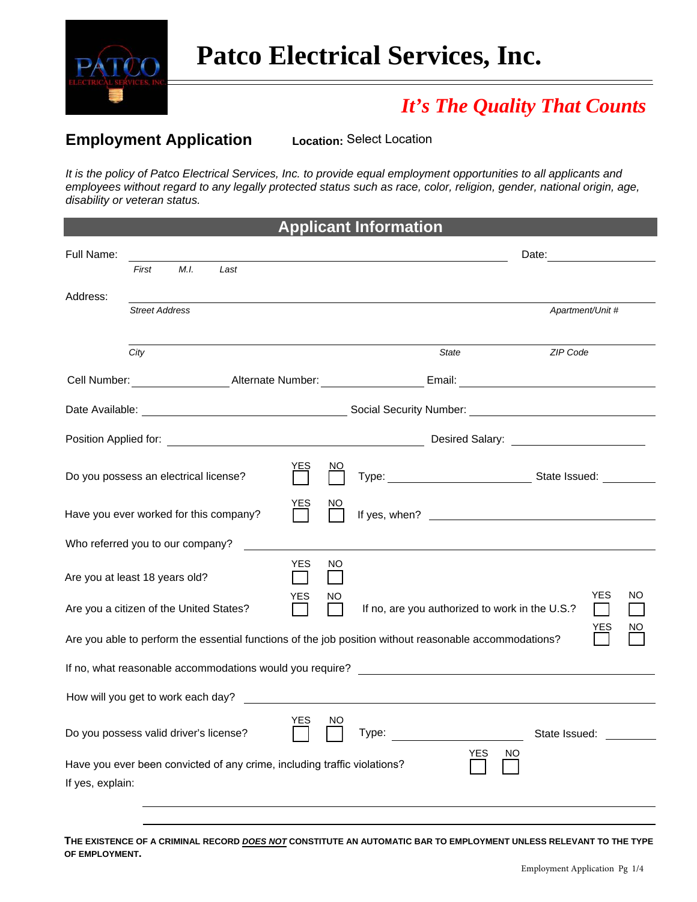# Patco Electrical Services, Inc.

*It's The Quality That Counts*

## Employment Application

**Location:** Select Location

*It is the policy of Patco Electrical Services, Inc. to provide equal employment opportunities to all applicants and employees without regard to any legally protected status such as race, color, religion, gender, national origin, age, disability or veteran status.*

## Applicant Information

Full Name: ______________________________ Date: ____________

*First M.I. Last*

Address: ______________________________

*Street Address* *Apartment/Unit #*

______________________________

*City* *State* *ZIP Code*

Cell Number: ____________ Alternate Number: ____________ Email: ____________

Date Available: ____________ Social Security Number: ____________

Position Applied for: ____________ Desired Salary: ____________

Do you possess an electrical license? YES ☐ NO ☐ Type: ____________ State Issued: ______

Have you ever worked for this company? YES ☐ NO ☐ If yes, when? ____________

Who referred you to our company? ____________

Are you at least 18 years old? YES ☐ NO ☐

Are you a citizen of the United States? YES ☐ NO ☐ If no, are you authorized to work in the U.S.? YES ☐ NO ☐

Are you able to perform the essential functions of the job position without reasonable accommodations? YES ☐ NO ☐

If no, what reasonable accommodations would you require? ____________

How will you get to work each day? ____________

Do you possess valid driver's license? YES ☐ NO ☐ Type: ____________ State Issued: ______

Have you ever been convicted of any crime, including traffic violations? YES ☐ NO ☐

If yes, explain:

______________________________

______________________________

**THE EXISTENCE OF A CRIMINAL RECORD ***__DOES NOT__*** CONSTITUTE AN AUTOMATIC BAR TO EMPLOYMENT UNLESS RELEVANT TO THE TYPE OF EMPLOYMENT.**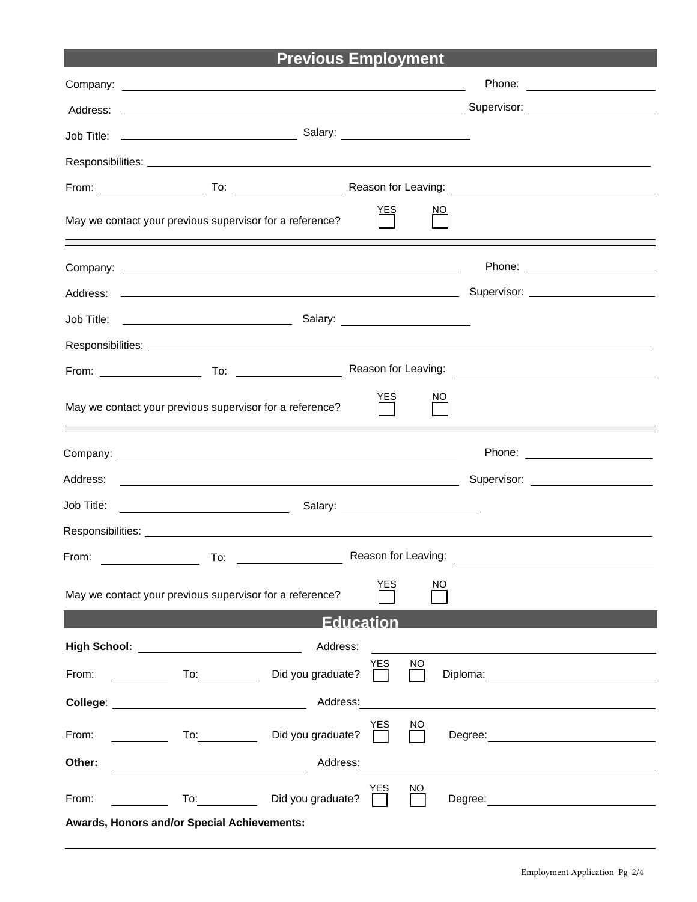## Previous Employment

Company: ______________________________ Phone: ______________

Address: ______________________________ Supervisor: ______________

Job Title: ______________ Salary: ______________

Responsibilities: ____________________________________________

From: __________ To: __________ Reason for Leaving: ______________

May we contact your previous supervisor for a reference? YES ☐ NO ☐

---

Company: ______________________________ Phone: ______________

Address: ______________________________ Supervisor: ______________

Job Title: ______________ Salary: ______________

Responsibilities: ____________________________________________

From: __________ To: __________ Reason for Leaving: ______________

May we contact your previous supervisor for a reference? YES ☐ NO ☐

---

Company: ______________________________ Phone: ______________

Address: ______________________________ Supervisor: ______________

Job Title: ______________ Salary: ______________

Responsibilities: ____________________________________________

From: __________ To: __________ Reason for Leaving: ______________

May we contact your previous supervisor for a reference? YES ☐ NO ☐

## Education

**High School:** ______________ Address: ______________________________

From: ________ To: ________ Did you graduate? YES ☐ NO ☐ Diploma: ______________

**College**: ______________ Address: ______________________________

From: ________ To: ________ Did you graduate? YES ☐ NO ☐ Degree: ______________

**Other:** ______________ Address: ______________________________

From: ________ To: ________ Did you graduate? YES ☐ NO ☐ Degree: ______________

**Awards, Honors and/or Special Achievements:**

____________________________________________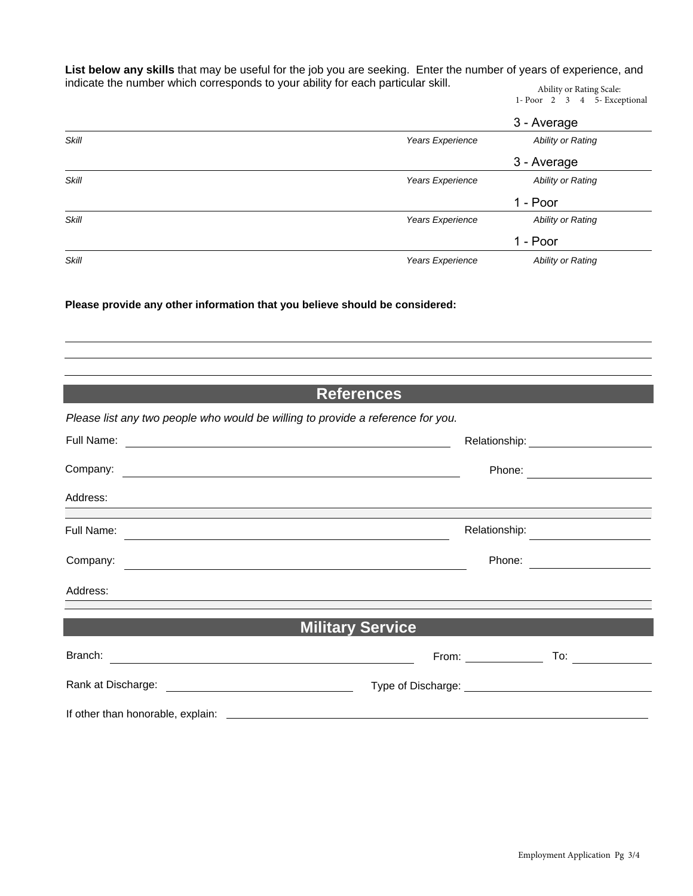**List below any skills** that may be useful for the job you are seeking. Enter the number of years of experience, and indicate the number which corresponds to your ability for each particular skill.

Ability or Rating Scale:
1- Poor 2 3 4 5- Exceptional

| *Skill* | *Years Experience* | *Ability or Rating* |
|---|---|---|
| | | 3 - Average |
| | | 3 - Average |
| | | 1 - Poor |
| | | 1 - Poor |

**Please provide any other information that you believe should be considered:**

## References

*Please list any two people who would be willing to provide a reference for you.*

Full Name: ____________________ Relationship: ____________________

Company: ____________________ Phone: ____________________

Address: ____________________

Full Name: ____________________ Relationship: ____________________

Company: ____________________ Phone: ____________________

Address: ____________________

## Military Service

Branch: ____________________ From: __________ To: __________

Rank at Discharge: ____________________ Type of Discharge: ____________________

If other than honorable, explain: ____________________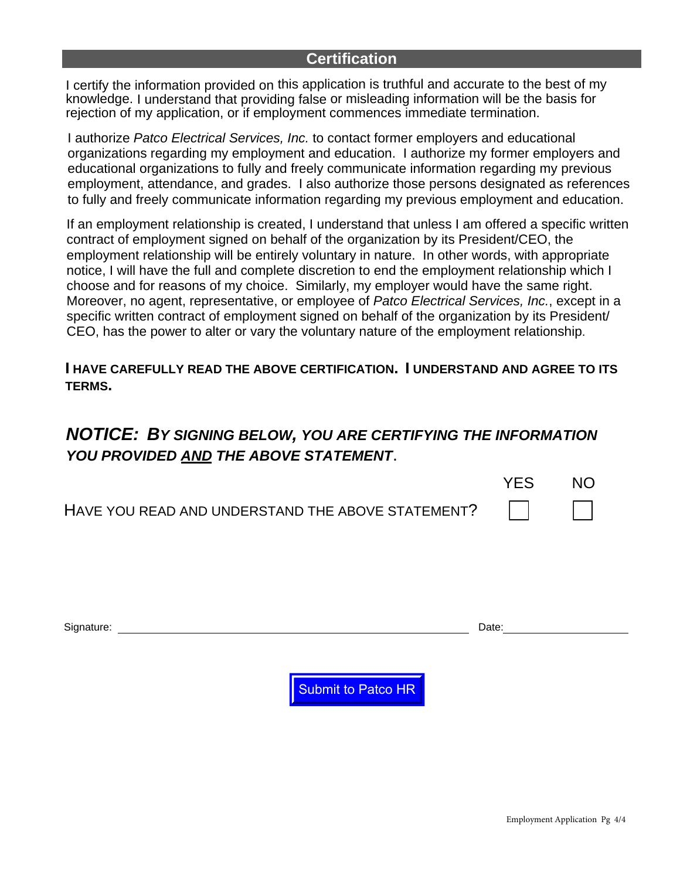## Certification

I certify the information provided on this application is truthful and accurate to the best of my knowledge. I understand that providing false or misleading information will be the basis for rejection of my application, or if employment commences immediate termination.

I authorize *Patco Electrical Services, Inc.* to contact former employers and educational organizations regarding my employment and education. I authorize my former employers and educational organizations to fully and freely communicate information regarding my previous employment, attendance, and grades. I also authorize those persons designated as references to fully and freely communicate information regarding my previous employment and education.

If an employment relationship is created, I understand that unless I am offered a specific written contract of employment signed on behalf of the organization by its President/CEO, the employment relationship will be entirely voluntary in nature. In other words, with appropriate notice, I will have the full and complete discretion to end the employment relationship which I choose and for reasons of my choice. Similarly, my employer would have the same right. Moreover, no agent, representative, or employee of *Patco Electrical Services, Inc.*, except in a specific written contract of employment signed on behalf of the organization by its President/ CEO, has the power to alter or vary the voluntary nature of the employment relationship.

**I HAVE CAREFULLY READ THE ABOVE CERTIFICATION. I UNDERSTAND AND AGREE TO ITS TERMS.**

***NOTICE: BY SIGNING BELOW, YOU ARE CERTIFYING THE INFORMATION YOU PROVIDED AND THE ABOVE STATEMENT.***

| | YES | NO |
|---|---|---|
| HAVE YOU READ AND UNDERSTAND THE ABOVE STATEMENT? | ☐ | ☐ |

Signature: ______________________________ Date: ______________

Submit to Patco HR